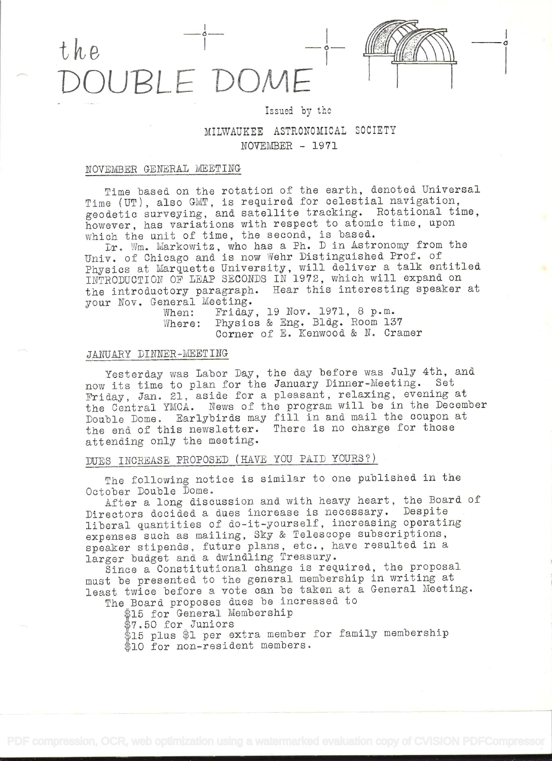# the DOUBLE DOME

Issued by the

MILWAUKEE ASTRONOMICAL SOCIETY

NOVEMBER - 1971

## NOVEMBER GENERAL MEETING

Time based on the rotation of the earth, denoted Universal Time (UT), also GMT, is required for celestial navigation, geodetic surveying, and satellite tracking. Rotational time, however, has variations with respect to atomic time, upon which the unit of time, the second, is based.

Dr. Wm. Markowitz, who has a Ph. D in Astronomy from the Univ. of Chicago and is now Wehr Distinguished Prof. of Physics at Marquette University, will deliver a talk entitled INTRODUCTION OF LEAP SECONDS IN 1972, which will expand on the introductory paragraph. Hear this interesting speaker at your Nov. General Meeting.

When: Friday, 19 Nov. 1971, 8 p.m.
Where: Physics & Eng. Bldg. Room 137
Corner of E. Kenwood & N. Cramer

## JANUARY DINNER-MEETING

Yesterday was Labor Day, the day before was July 4th, and now its time to plan for the January Dinner-Meeting. Set Friday, Jan. 21, aside for a pleasant, relaxing, evening at the Central YMCA. News of the program will be in the December Double Dome. Earlybirds may fill in and mail the coupon at the end of this newsletter. There is no charge for those attending only the meeting.

## DUES INCREASE PROPOSED (HAVE YOU PAID YOURS?)

The following notice is similar to one published in the October Double Dome.

After a long discussion and with heavy heart, the Board of Directors decided a dues increase is necessary. Despite liberal quantities of do-it-yourself, increasing operating expenses such as mailing, Sky & Telescope subscriptions, speaker stipends, future plans, etc., have resulted in a larger budget and a dwindling Treasury.

Since a Constitutional change is required, the proposal must be presented to the general membership in writing at least twice before a vote can be taken at a General Meeting.

The Board proposes dues be increased to

$15 for General Membership
$7.50 for Juniors
$15 plus $1 per extra member for family membership
$10 for non-resident members.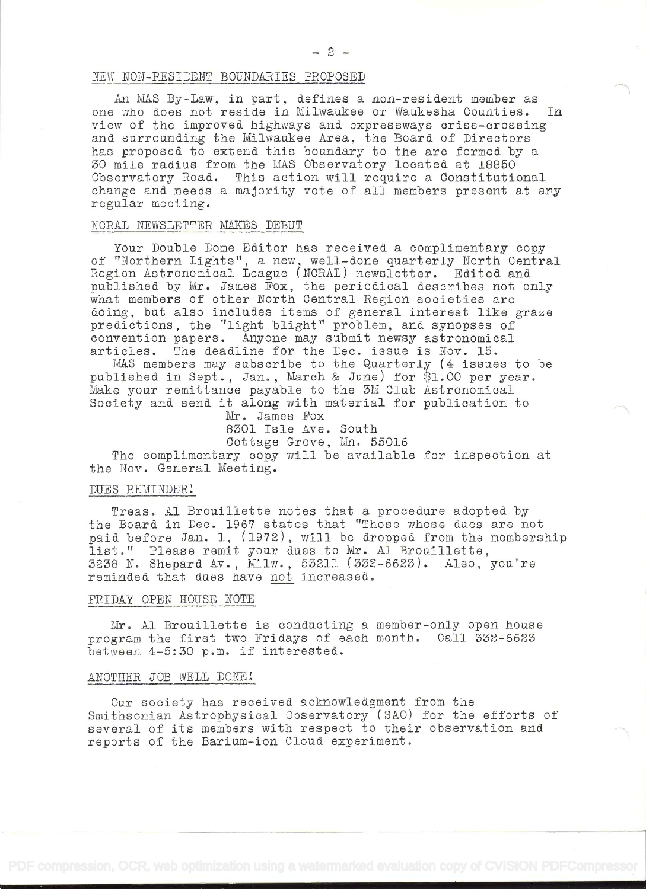## NEW NON-RESIDENT BOUNDARIES PROPOSED

An MAS By-Law, in part, defines a non-resident member as one who does not reside in Milwaukee or Waukesha Counties. In view of the improved highways and expressways criss-crossing and surrounding the Milwaukee Area, the Board of Directors has proposed to extend this boundary to the arc formed by a 30 mile radius from the MAS Observatory located at 18850 Observatory Road. This action will require a Constitutional change and needs a majority vote of all members present at any regular meeting.

## NCRAL NEWSLETTER MAKES DEBUT

Your Double Dome Editor has received a complimentary copy of "Northern Lights", a new, well-done quarterly North Central Region Astronomical League (NCRAL) newsletter. Edited and published by Mr. James Fox, the periodical describes not only what members of other North Central Region societies are doing, but also includes items of general interest like graze predictions, the "light blight" problem, and synopses of convention papers. Anyone may submit newsy astronomical articles. The deadline for the Dec. issue is Nov. 15.

MAS members may subscribe to the Quarterly (4 issues to be published in Sept., Jan., March & June) for $1.00 per year. Make your remittance payable to the 3M Club Astronomical Society and send it along with material for publication to

Mr. James Fox  
8301 Isle Ave. South  
Cottage Grove, Mn. 55016

The complimentary copy will be available for inspection at the Nov. General Meeting.

## DUES REMINDER!

Treas. Al Brouillette notes that a procedure adopted by the Board in Dec. 1967 states that "Those whose dues are not paid before Jan. 1, (1972), will be dropped from the membership list." Please remit your dues to Mr. Al Brouillette, 3238 N. Shepard Av., Milw., 53211 (332-6623). Also, you're reminded that dues have not increased.

## FRIDAY OPEN HOUSE NOTE

Mr. Al Brouillette is conducting a member-only open house program the first two Fridays of each month. Call 332-6623 between 4-5:30 p.m. if interested.

## ANOTHER JOB WELL DONE!

Our society has received acknowledgment from the Smithsonian Astrophysical Observatory (SAO) for the efforts of several of its members with respect to their observation and reports of the Barium-ion Cloud experiment.